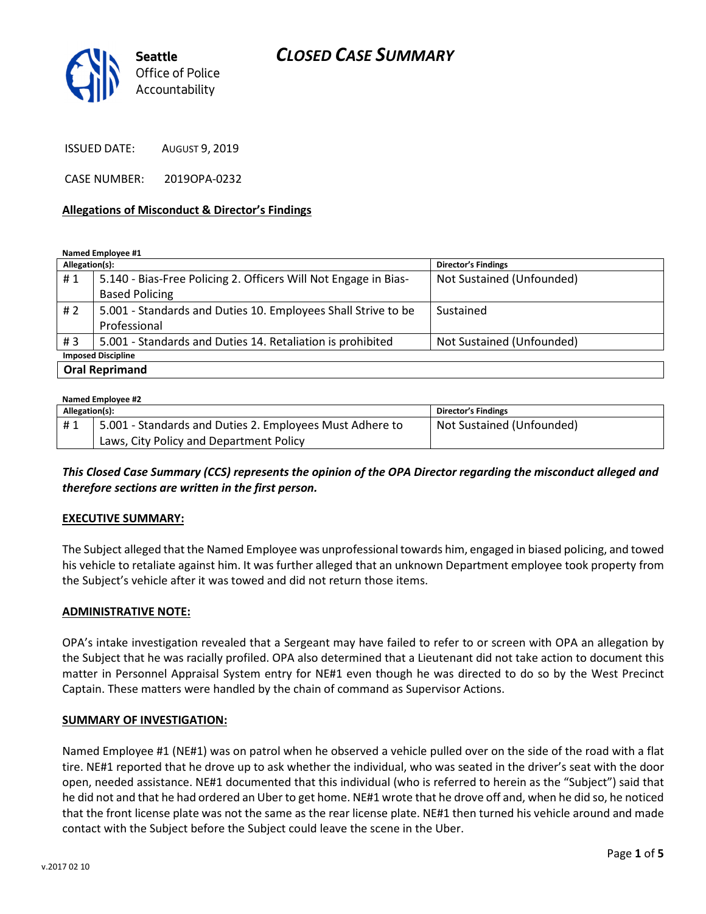Seattle Office of Police Accountability

# CLOSED CASE SUMMARY

ISSUED DATE: AUGUST 9, 2019

CASE NUMBER: 2019OPA-0232

**Allegations of Misconduct & Director's Findings**

**Named Employee #1**

| Allegation(s): | | Director's Findings |
|---|---|---|
| # 1 | 5.140 - Bias-Free Policing 2. Officers Will Not Engage in Bias-Based Policing | Not Sustained (Unfounded) |
| # 2 | 5.001 - Standards and Duties 10. Employees Shall Strive to be Professional | Sustained |
| # 3 | 5.001 - Standards and Duties 14. Retaliation is prohibited | Not Sustained (Unfounded) |
| **Imposed Discipline** | | |
| **Oral Reprimand** | | |

**Named Employee #2**

| Allegation(s): | | Director's Findings |
|---|---|---|
| # 1 | 5.001 - Standards and Duties 2. Employees Must Adhere to Laws, City Policy and Department Policy | Not Sustained (Unfounded) |

***This Closed Case Summary (CCS) represents the opinion of the OPA Director regarding the misconduct alleged and therefore sections are written in the first person.***

**EXECUTIVE SUMMARY:**

The Subject alleged that the Named Employee was unprofessional towards him, engaged in biased policing, and towed his vehicle to retaliate against him. It was further alleged that an unknown Department employee took property from the Subject's vehicle after it was towed and did not return those items.

**ADMINISTRATIVE NOTE:**

OPA's intake investigation revealed that a Sergeant may have failed to refer to or screen with OPA an allegation by the Subject that he was racially profiled. OPA also determined that a Lieutenant did not take action to document this matter in Personnel Appraisal System entry for NE#1 even though he was directed to do so by the West Precinct Captain. These matters were handled by the chain of command as Supervisor Actions.

**SUMMARY OF INVESTIGATION:**

Named Employee #1 (NE#1) was on patrol when he observed a vehicle pulled over on the side of the road with a flat tire. NE#1 reported that he drove up to ask whether the individual, who was seated in the driver's seat with the door open, needed assistance. NE#1 documented that this individual (who is referred to herein as the "Subject") said that he did not and that he had ordered an Uber to get home. NE#1 wrote that he drove off and, when he did so, he noticed that the front license plate was not the same as the rear license plate. NE#1 then turned his vehicle around and made contact with the Subject before the Subject could leave the scene in the Uber.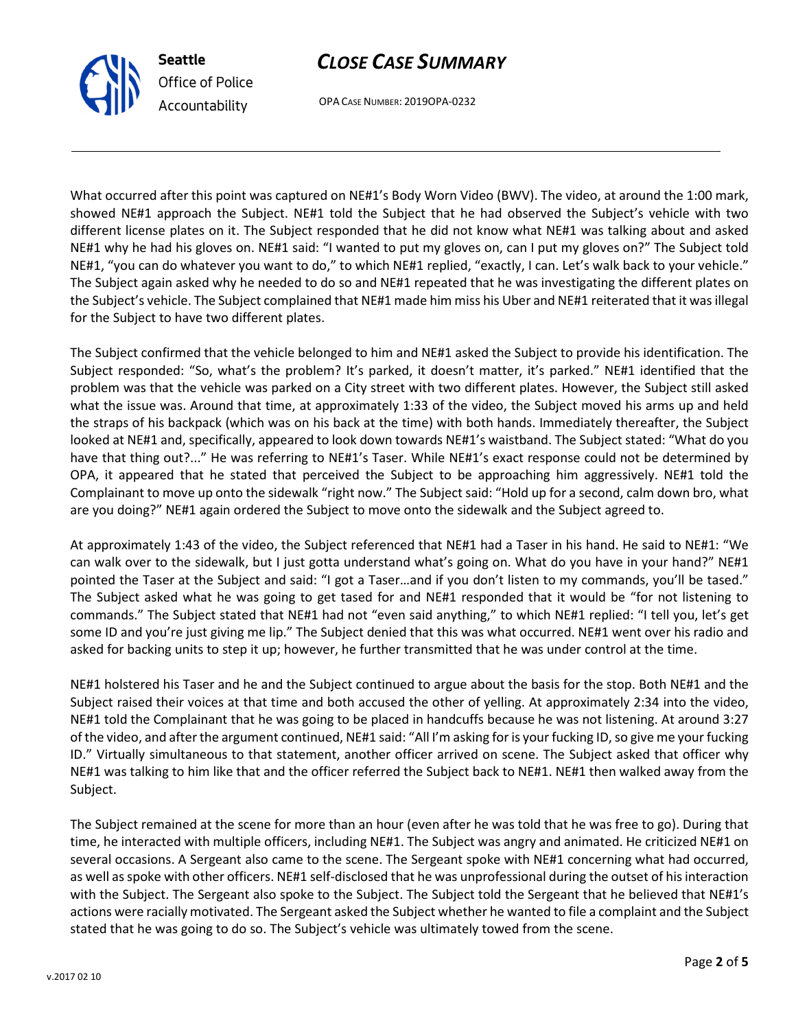What occurred after this point was captured on NE#1's Body Worn Video (BWV). The video, at around the 1:00 mark, showed NE#1 approach the Subject. NE#1 told the Subject that he had observed the Subject's vehicle with two different license plates on it. The Subject responded that he did not know what NE#1 was talking about and asked NE#1 why he had his gloves on. NE#1 said: "I wanted to put my gloves on, can I put my gloves on?" The Subject told NE#1, "you can do whatever you want to do," to which NE#1 replied, "exactly, I can. Let's walk back to your vehicle." The Subject again asked why he needed to do so and NE#1 repeated that he was investigating the different plates on the Subject's vehicle. The Subject complained that NE#1 made him miss his Uber and NE#1 reiterated that it was illegal for the Subject to have two different plates.

The Subject confirmed that the vehicle belonged to him and NE#1 asked the Subject to provide his identification. The Subject responded: "So, what's the problem? It's parked, it doesn't matter, it's parked." NE#1 identified that the problem was that the vehicle was parked on a City street with two different plates. However, the Subject still asked what the issue was. Around that time, at approximately 1:33 of the video, the Subject moved his arms up and held the straps of his backpack (which was on his back at the time) with both hands. Immediately thereafter, the Subject looked at NE#1 and, specifically, appeared to look down towards NE#1's waistband. The Subject stated: "What do you have that thing out?..." He was referring to NE#1's Taser. While NE#1's exact response could not be determined by OPA, it appeared that he stated that perceived the Subject to be approaching him aggressively. NE#1 told the Complainant to move up onto the sidewalk "right now." The Subject said: "Hold up for a second, calm down bro, what are you doing?" NE#1 again ordered the Subject to move onto the sidewalk and the Subject agreed to.

At approximately 1:43 of the video, the Subject referenced that NE#1 had a Taser in his hand. He said to NE#1: "We can walk over to the sidewalk, but I just gotta understand what's going on. What do you have in your hand?" NE#1 pointed the Taser at the Subject and said: "I got a Taser…and if you don't listen to my commands, you'll be tased." The Subject asked what he was going to get tased for and NE#1 responded that it would be "for not listening to commands." The Subject stated that NE#1 had not "even said anything," to which NE#1 replied: "I tell you, let's get some ID and you're just giving me lip." The Subject denied that this was what occurred. NE#1 went over his radio and asked for backing units to step it up; however, he further transmitted that he was under control at the time.

NE#1 holstered his Taser and he and the Subject continued to argue about the basis for the stop. Both NE#1 and the Subject raised their voices at that time and both accused the other of yelling. At approximately 2:34 into the video, NE#1 told the Complainant that he was going to be placed in handcuffs because he was not listening. At around 3:27 of the video, and after the argument continued, NE#1 said: "All I'm asking for is your fucking ID, so give me your fucking ID." Virtually simultaneous to that statement, another officer arrived on scene. The Subject asked that officer why NE#1 was talking to him like that and the officer referred the Subject back to NE#1. NE#1 then walked away from the Subject.

The Subject remained at the scene for more than an hour (even after he was told that he was free to go). During that time, he interacted with multiple officers, including NE#1. The Subject was angry and animated. He criticized NE#1 on several occasions. A Sergeant also came to the scene. The Sergeant spoke with NE#1 concerning what had occurred, as well as spoke with other officers. NE#1 self-disclosed that he was unprofessional during the outset of his interaction with the Subject. The Sergeant also spoke to the Subject. The Subject told the Sergeant that he believed that NE#1's actions were racially motivated. The Sergeant asked the Subject whether he wanted to file a complaint and the Subject stated that he was going to do so. The Subject's vehicle was ultimately towed from the scene.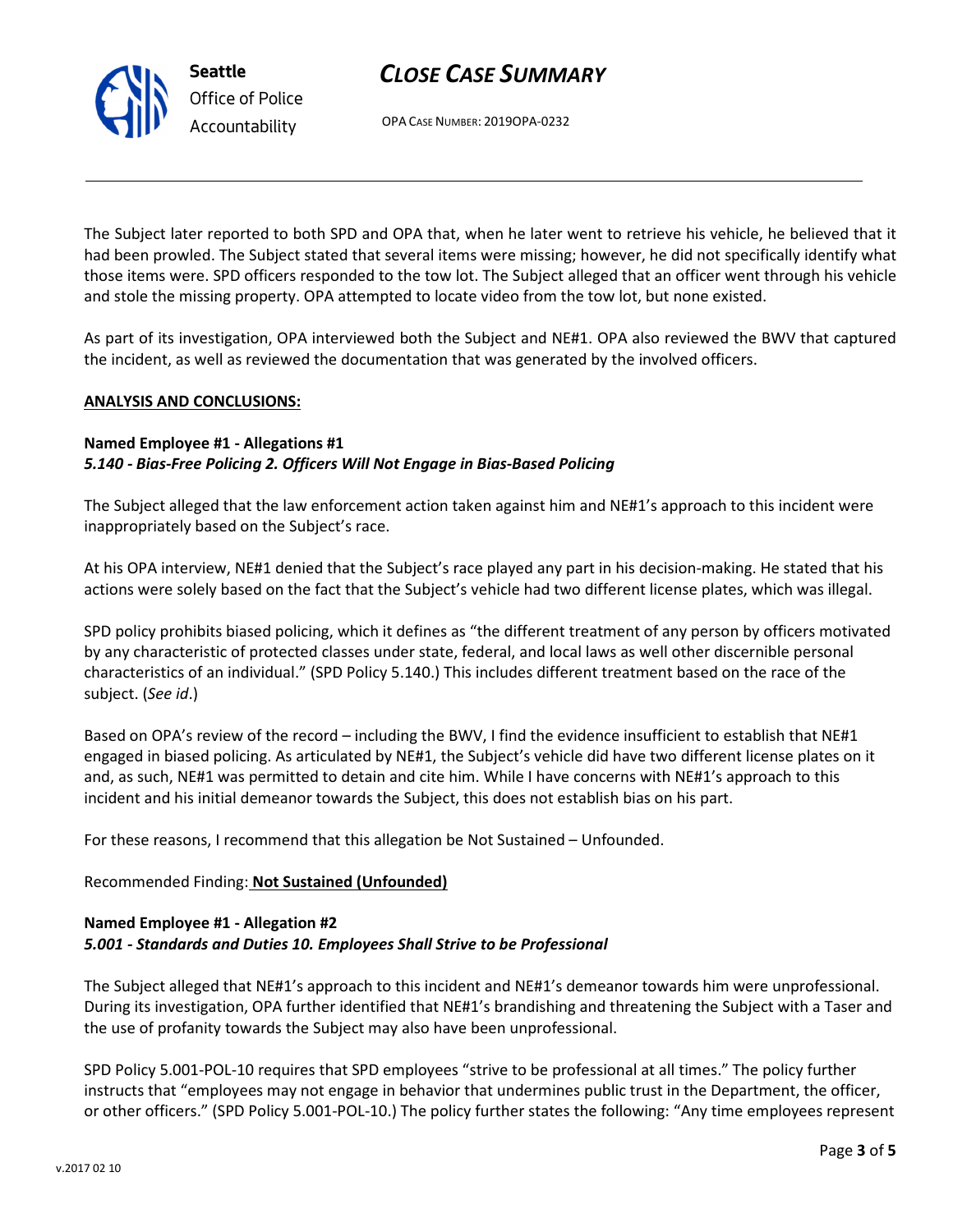The Subject later reported to both SPD and OPA that, when he later went to retrieve his vehicle, he believed that it had been prowled. The Subject stated that several items were missing; however, he did not specifically identify what those items were. SPD officers responded to the tow lot. The Subject alleged that an officer went through his vehicle and stole the missing property. OPA attempted to locate video from the tow lot, but none existed.

As part of its investigation, OPA interviewed both the Subject and NE#1. OPA also reviewed the BWV that captured the incident, as well as reviewed the documentation that was generated by the involved officers.

**ANALYSIS AND CONCLUSIONS:**

**Named Employee #1 - Allegations #1**
***5.140 - Bias-Free Policing 2. Officers Will Not Engage in Bias-Based Policing***

The Subject alleged that the law enforcement action taken against him and NE#1's approach to this incident were inappropriately based on the Subject's race.

At his OPA interview, NE#1 denied that the Subject's race played any part in his decision-making. He stated that his actions were solely based on the fact that the Subject's vehicle had two different license plates, which was illegal.

SPD policy prohibits biased policing, which it defines as "the different treatment of any person by officers motivated by any characteristic of protected classes under state, federal, and local laws as well other discernible personal characteristics of an individual." (SPD Policy 5.140.) This includes different treatment based on the race of the subject. (*See id*.)

Based on OPA's review of the record – including the BWV, I find the evidence insufficient to establish that NE#1 engaged in biased policing. As articulated by NE#1, the Subject's vehicle did have two different license plates on it and, as such, NE#1 was permitted to detain and cite him. While I have concerns with NE#1's approach to this incident and his initial demeanor towards the Subject, this does not establish bias on his part.

For these reasons, I recommend that this allegation be Not Sustained – Unfounded.

Recommended Finding: **Not Sustained (Unfounded)**

**Named Employee #1 - Allegation #2**
***5.001 - Standards and Duties 10. Employees Shall Strive to be Professional***

The Subject alleged that NE#1's approach to this incident and NE#1's demeanor towards him were unprofessional. During its investigation, OPA further identified that NE#1's brandishing and threatening the Subject with a Taser and the use of profanity towards the Subject may also have been unprofessional.

SPD Policy 5.001-POL-10 requires that SPD employees "strive to be professional at all times." The policy further instructs that "employees may not engage in behavior that undermines public trust in the Department, the officer, or other officers." (SPD Policy 5.001-POL-10.) The policy further states the following: "Any time employees represent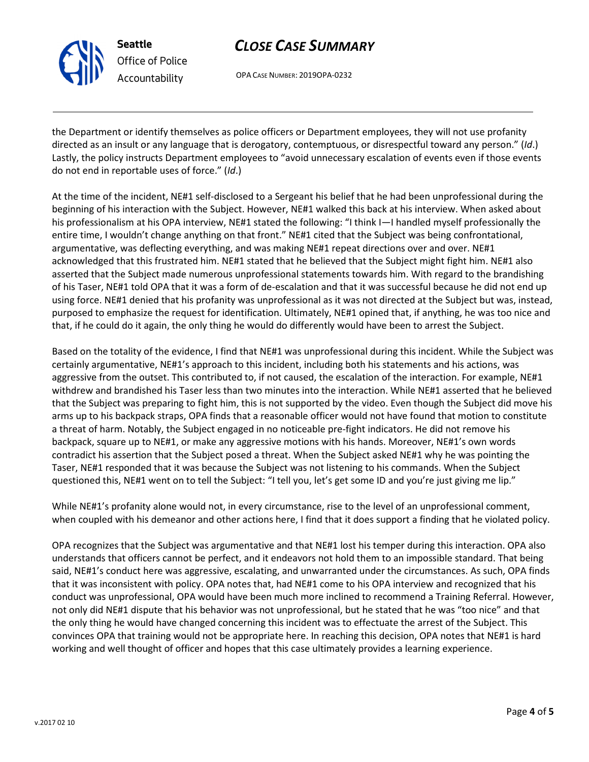the Department or identify themselves as police officers or Department employees, they will not use profanity directed as an insult or any language that is derogatory, contemptuous, or disrespectful toward any person." (*Id*.) Lastly, the policy instructs Department employees to "avoid unnecessary escalation of events even if those events do not end in reportable uses of force." (*Id*.)

At the time of the incident, NE#1 self-disclosed to a Sergeant his belief that he had been unprofessional during the beginning of his interaction with the Subject. However, NE#1 walked this back at his interview. When asked about his professionalism at his OPA interview, NE#1 stated the following: "I think I—I handled myself professionally the entire time, I wouldn't change anything on that front." NE#1 cited that the Subject was being confrontational, argumentative, was deflecting everything, and was making NE#1 repeat directions over and over. NE#1 acknowledged that this frustrated him. NE#1 stated that he believed that the Subject might fight him. NE#1 also asserted that the Subject made numerous unprofessional statements towards him. With regard to the brandishing of his Taser, NE#1 told OPA that it was a form of de-escalation and that it was successful because he did not end up using force. NE#1 denied that his profanity was unprofessional as it was not directed at the Subject but was, instead, purposed to emphasize the request for identification. Ultimately, NE#1 opined that, if anything, he was too nice and that, if he could do it again, the only thing he would do differently would have been to arrest the Subject.

Based on the totality of the evidence, I find that NE#1 was unprofessional during this incident. While the Subject was certainly argumentative, NE#1's approach to this incident, including both his statements and his actions, was aggressive from the outset. This contributed to, if not caused, the escalation of the interaction. For example, NE#1 withdrew and brandished his Taser less than two minutes into the interaction. While NE#1 asserted that he believed that the Subject was preparing to fight him, this is not supported by the video. Even though the Subject did move his arms up to his backpack straps, OPA finds that a reasonable officer would not have found that motion to constitute a threat of harm. Notably, the Subject engaged in no noticeable pre-fight indicators. He did not remove his backpack, square up to NE#1, or make any aggressive motions with his hands. Moreover, NE#1's own words contradict his assertion that the Subject posed a threat. When the Subject asked NE#1 why he was pointing the Taser, NE#1 responded that it was because the Subject was not listening to his commands. When the Subject questioned this, NE#1 went on to tell the Subject: "I tell you, let's get some ID and you're just giving me lip."

While NE#1's profanity alone would not, in every circumstance, rise to the level of an unprofessional comment, when coupled with his demeanor and other actions here, I find that it does support a finding that he violated policy.

OPA recognizes that the Subject was argumentative and that NE#1 lost his temper during this interaction. OPA also understands that officers cannot be perfect, and it endeavors not hold them to an impossible standard. That being said, NE#1's conduct here was aggressive, escalating, and unwarranted under the circumstances. As such, OPA finds that it was inconsistent with policy. OPA notes that, had NE#1 come to his OPA interview and recognized that his conduct was unprofessional, OPA would have been much more inclined to recommend a Training Referral. However, not only did NE#1 dispute that his behavior was not unprofessional, but he stated that he was "too nice" and that the only thing he would have changed concerning this incident was to effectuate the arrest of the Subject. This convinces OPA that training would not be appropriate here. In reaching this decision, OPA notes that NE#1 is hard working and well thought of officer and hopes that this case ultimately provides a learning experience.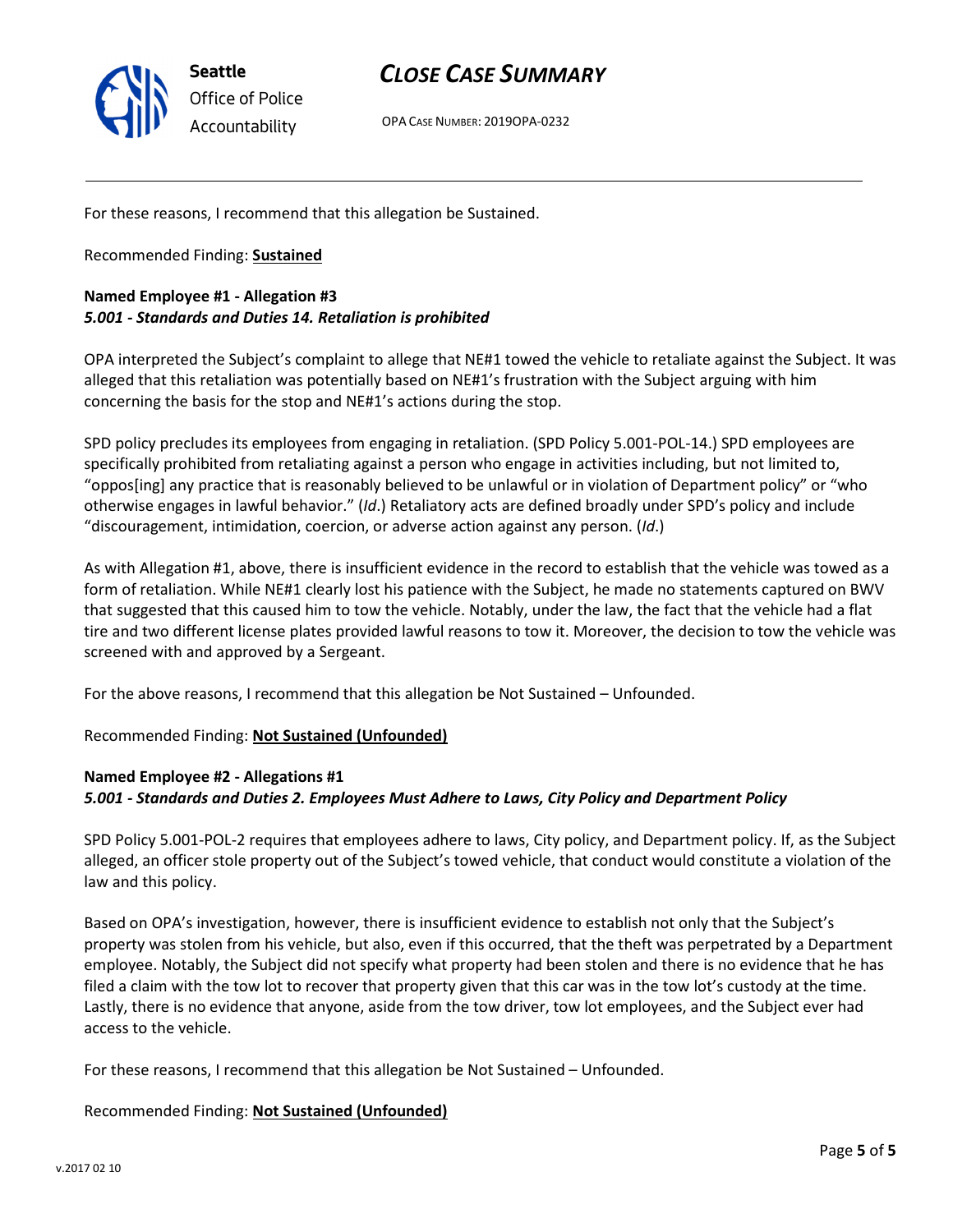For these reasons, I recommend that this allegation be Sustained.

Recommended Finding: **Sustained**

**Named Employee #1 - Allegation #3**
***5.001 - Standards and Duties 14. Retaliation is prohibited***

OPA interpreted the Subject's complaint to allege that NE#1 towed the vehicle to retaliate against the Subject. It was alleged that this retaliation was potentially based on NE#1's frustration with the Subject arguing with him concerning the basis for the stop and NE#1's actions during the stop.

SPD policy precludes its employees from engaging in retaliation. (SPD Policy 5.001-POL-14.) SPD employees are specifically prohibited from retaliating against a person who engage in activities including, but not limited to, "oppos[ing] any practice that is reasonably believed to be unlawful or in violation of Department policy" or "who otherwise engages in lawful behavior." (*Id*.) Retaliatory acts are defined broadly under SPD's policy and include "discouragement, intimidation, coercion, or adverse action against any person. (*Id*.)

As with Allegation #1, above, there is insufficient evidence in the record to establish that the vehicle was towed as a form of retaliation. While NE#1 clearly lost his patience with the Subject, he made no statements captured on BWV that suggested that this caused him to tow the vehicle. Notably, under the law, the fact that the vehicle had a flat tire and two different license plates provided lawful reasons to tow it. Moreover, the decision to tow the vehicle was screened with and approved by a Sergeant.

For the above reasons, I recommend that this allegation be Not Sustained – Unfounded.

Recommended Finding: **Not Sustained (Unfounded)**

**Named Employee #2 - Allegations #1**
***5.001 - Standards and Duties 2. Employees Must Adhere to Laws, City Policy and Department Policy***

SPD Policy 5.001-POL-2 requires that employees adhere to laws, City policy, and Department policy. If, as the Subject alleged, an officer stole property out of the Subject's towed vehicle, that conduct would constitute a violation of the law and this policy.

Based on OPA's investigation, however, there is insufficient evidence to establish not only that the Subject's property was stolen from his vehicle, but also, even if this occurred, that the theft was perpetrated by a Department employee. Notably, the Subject did not specify what property had been stolen and there is no evidence that he has filed a claim with the tow lot to recover that property given that this car was in the tow lot's custody at the time. Lastly, there is no evidence that anyone, aside from the tow driver, tow lot employees, and the Subject ever had access to the vehicle.

For these reasons, I recommend that this allegation be Not Sustained – Unfounded.

Recommended Finding: **Not Sustained (Unfounded)**